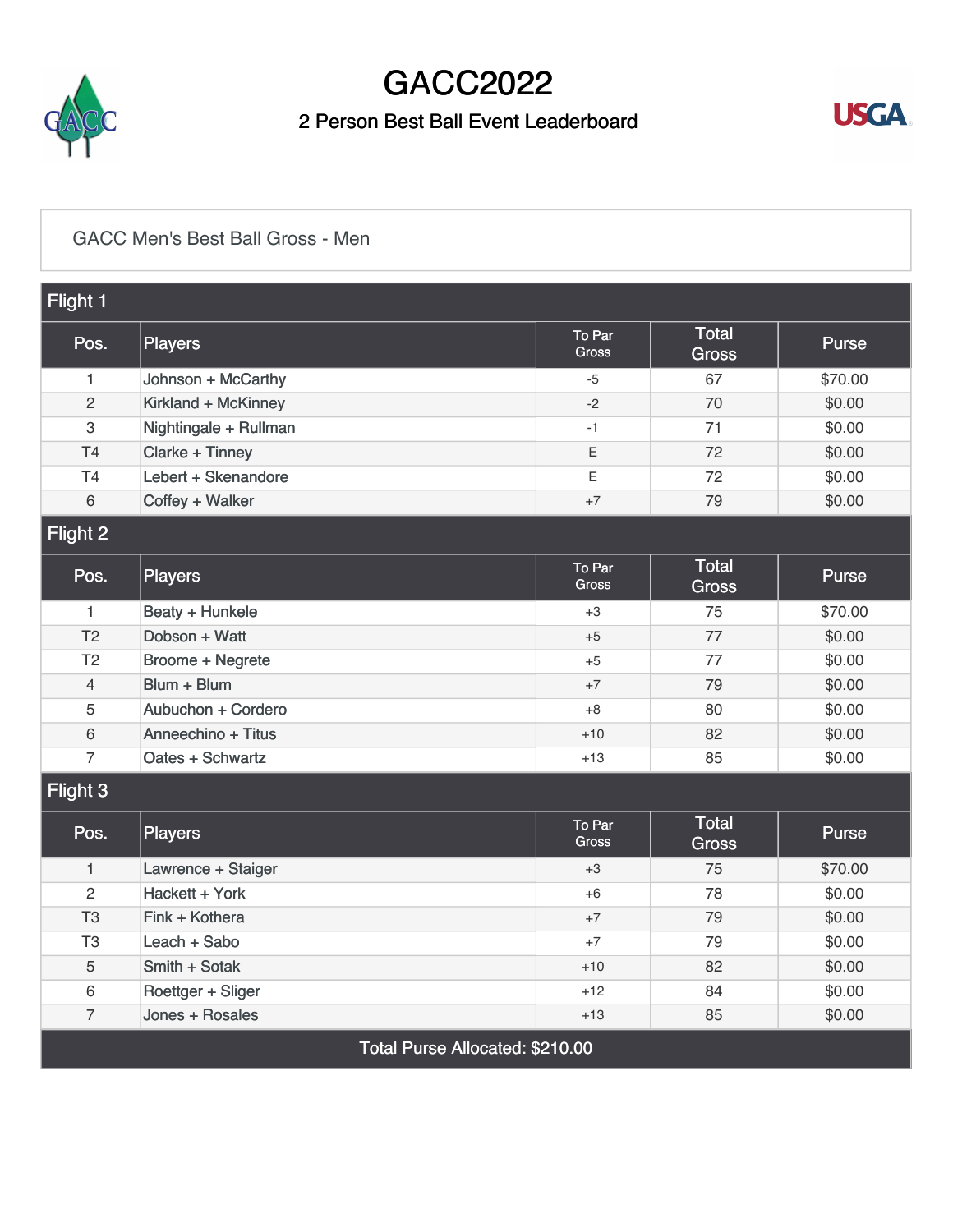# GACC2022

## 2 Person Best Ball Event Leaderboard

GACC Men's Best Ball Gross - Men

### Flight 1

| Pos. | Players | To Par Gross | Total Gross | Purse |
|---|---|---|---|---|
| 1 | Johnson + McCarthy | -5 | 67 | $70.00 |
| 2 | Kirkland + McKinney | -2 | 70 | $0.00 |
| 3 | Nightingale + Rullman | -1 | 71 | $0.00 |
| T4 | Clarke + Tinney | E | 72 | $0.00 |
| T4 | Lebert + Skenandore | E | 72 | $0.00 |
| 6 | Coffey + Walker | +7 | 79 | $0.00 |

### Flight 2

| Pos. | Players | To Par Gross | Total Gross | Purse |
|---|---|---|---|---|
| 1 | Beaty + Hunkele | +3 | 75 | $70.00 |
| T2 | Dobson + Watt | +5 | 77 | $0.00 |
| T2 | Broome + Negrete | +5 | 77 | $0.00 |
| 4 | Blum + Blum | +7 | 79 | $0.00 |
| 5 | Aubuchon + Cordero | +8 | 80 | $0.00 |
| 6 | Anneechino + Titus | +10 | 82 | $0.00 |
| 7 | Oates + Schwartz | +13 | 85 | $0.00 |

### Flight 3

| Pos. | Players | To Par Gross | Total Gross | Purse |
|---|---|---|---|---|
| 1 | Lawrence + Staiger | +3 | 75 | $70.00 |
| 2 | Hackett + York | +6 | 78 | $0.00 |
| T3 | Fink + Kothera | +7 | 79 | $0.00 |
| T3 | Leach + Sabo | +7 | 79 | $0.00 |
| 5 | Smith + Sotak | +10 | 82 | $0.00 |
| 6 | Roettger + Sliger | +12 | 84 | $0.00 |
| 7 | Jones + Rosales | +13 | 85 | $0.00 |

Total Purse Allocated: $210.00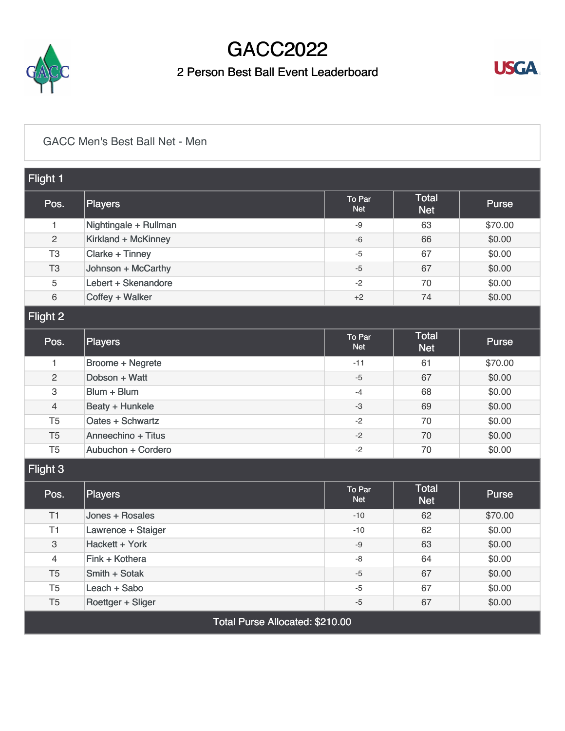# GACC2022

## 2 Person Best Ball Event Leaderboard

GACC Men's Best Ball Net - Men

### Flight 1

| Pos. | Players | To Par Net | Total Net | Purse |
|---|---|---|---|---|
| 1 | Nightingale + Rullman | -9 | 63 | $70.00 |
| 2 | Kirkland + McKinney | -6 | 66 | $0.00 |
| T3 | Clarke + Tinney | -5 | 67 | $0.00 |
| T3 | Johnson + McCarthy | -5 | 67 | $0.00 |
| 5 | Lebert + Skenandore | -2 | 70 | $0.00 |
| 6 | Coffey + Walker | +2 | 74 | $0.00 |

### Flight 2

| Pos. | Players | To Par Net | Total Net | Purse |
|---|---|---|---|---|
| 1 | Broome + Negrete | -11 | 61 | $70.00 |
| 2 | Dobson + Watt | -5 | 67 | $0.00 |
| 3 | Blum + Blum | -4 | 68 | $0.00 |
| 4 | Beaty + Hunkele | -3 | 69 | $0.00 |
| T5 | Oates + Schwartz | -2 | 70 | $0.00 |
| T5 | Anneechino + Titus | -2 | 70 | $0.00 |
| T5 | Aubuchon + Cordero | -2 | 70 | $0.00 |

### Flight 3

| Pos. | Players | To Par Net | Total Net | Purse |
|---|---|---|---|---|
| T1 | Jones + Rosales | -10 | 62 | $70.00 |
| T1 | Lawrence + Staiger | -10 | 62 | $0.00 |
| 3 | Hackett + York | -9 | 63 | $0.00 |
| 4 | Fink + Kothera | -8 | 64 | $0.00 |
| T5 | Smith + Sotak | -5 | 67 | $0.00 |
| T5 | Leach + Sabo | -5 | 67 | $0.00 |
| T5 | Roettger + Sliger | -5 | 67 | $0.00 |

Total Purse Allocated: $210.00